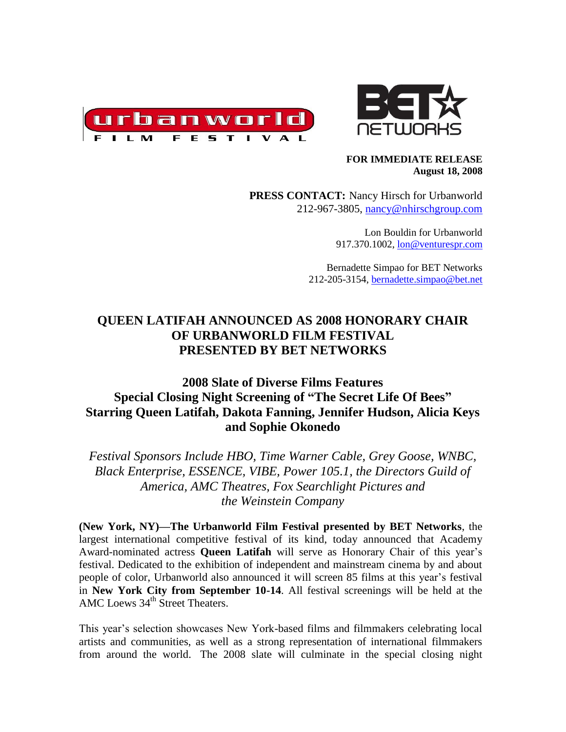urbanworld FILM FESTIVAL

BET NETWORKS

**FOR IMMEDIATE RELEASE**
**August 18, 2008**

**PRESS CONTACT:** Nancy Hirsch for Urbanworld
212-967-3805, nancy@nhirschgroup.com

Lon Bouldin for Urbanworld
917.370.1002, lon@venturespr.com

Bernadette Simpao for BET Networks
212-205-3154, bernadette.simpao@bet.net

# QUEEN LATIFAH ANNOUNCED AS 2008 HONORARY CHAIR OF URBANWORLD FILM FESTIVAL PRESENTED BY BET NETWORKS

## 2008 Slate of Diverse Films Features Special Closing Night Screening of "The Secret Life Of Bees" Starring Queen Latifah, Dakota Fanning, Jennifer Hudson, Alicia Keys and Sophie Okonedo

*Festival Sponsors Include HBO, Time Warner Cable, Grey Goose, WNBC, Black Enterprise, ESSENCE, VIBE, Power 105.1, the Directors Guild of America, AMC Theatres, Fox Searchlight Pictures and the Weinstein Company*

**(New York, NY)—The Urbanworld Film Festival presented by BET Networks**, the largest international competitive festival of its kind, today announced that Academy Award-nominated actress **Queen Latifah** will serve as Honorary Chair of this year's festival. Dedicated to the exhibition of independent and mainstream cinema by and about people of color, Urbanworld also announced it will screen 85 films at this year's festival in **New York City from September 10-14**. All festival screenings will be held at the AMC Loews 34th Street Theaters.

This year's selection showcases New York-based films and filmmakers celebrating local artists and communities, as well as a strong representation of international filmmakers from around the world. The 2008 slate will culminate in the special closing night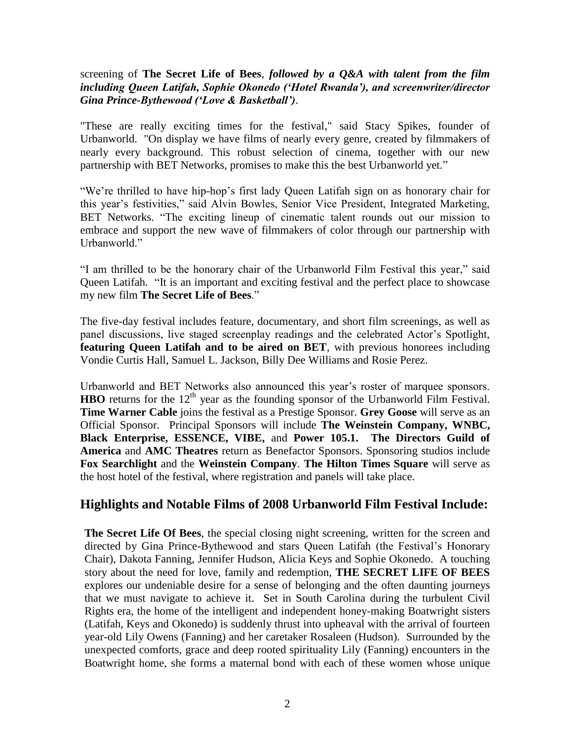screening of **The Secret Life of Bees**, ***followed by a Q&A with talent from the film including Queen Latifah, Sophie Okonedo ('Hotel Rwanda'), and screenwriter/director Gina Prince-Bythewood ('Love & Basketball')***.

"These are really exciting times for the festival," said Stacy Spikes, founder of Urbanworld. "On display we have films of nearly every genre, created by filmmakers of nearly every background. This robust selection of cinema, together with our new partnership with BET Networks, promises to make this the best Urbanworld yet."

"We're thrilled to have hip-hop's first lady Queen Latifah sign on as honorary chair for this year's festivities," said Alvin Bowles, Senior Vice President, Integrated Marketing, BET Networks. "The exciting lineup of cinematic talent rounds out our mission to embrace and support the new wave of filmmakers of color through our partnership with Urbanworld."

"I am thrilled to be the honorary chair of the Urbanworld Film Festival this year," said Queen Latifah. "It is an important and exciting festival and the perfect place to showcase my new film **The Secret Life of Bees**."

The five-day festival includes feature, documentary, and short film screenings, as well as panel discussions, live staged screenplay readings and the celebrated Actor's Spotlight, **featuring Queen Latifah and to be aired on BET**, with previous honorees including Vondie Curtis Hall, Samuel L. Jackson, Billy Dee Williams and Rosie Perez.

Urbanworld and BET Networks also announced this year's roster of marquee sponsors. **HBO** returns for the 12th year as the founding sponsor of the Urbanworld Film Festival. **Time Warner Cable** joins the festival as a Prestige Sponsor. **Grey Goose** will serve as an Official Sponsor. Principal Sponsors will include **The Weinstein Company, WNBC, Black Enterprise, ESSENCE, VIBE,** and **Power 105.1. The Directors Guild of America** and **AMC Theatres** return as Benefactor Sponsors. Sponsoring studios include **Fox Searchlight** and the **Weinstein Company**. **The Hilton Times Square** will serve as the host hotel of the festival, where registration and panels will take place.

## Highlights and Notable Films of 2008 Urbanworld Film Festival Include:

**The Secret Life Of Bees**, the special closing night screening, written for the screen and directed by Gina Prince-Bythewood and stars Queen Latifah (the Festival's Honorary Chair), Dakota Fanning, Jennifer Hudson, Alicia Keys and Sophie Okonedo. A touching story about the need for love, family and redemption, **THE SECRET LIFE OF BEES** explores our undeniable desire for a sense of belonging and the often daunting journeys that we must navigate to achieve it. Set in South Carolina during the turbulent Civil Rights era, the home of the intelligent and independent honey-making Boatwright sisters (Latifah, Keys and Okonedo) is suddenly thrust into upheaval with the arrival of fourteen year-old Lily Owens (Fanning) and her caretaker Rosaleen (Hudson). Surrounded by the unexpected comforts, grace and deep rooted spirituality Lily (Fanning) encounters in the Boatwright home, she forms a maternal bond with each of these women whose unique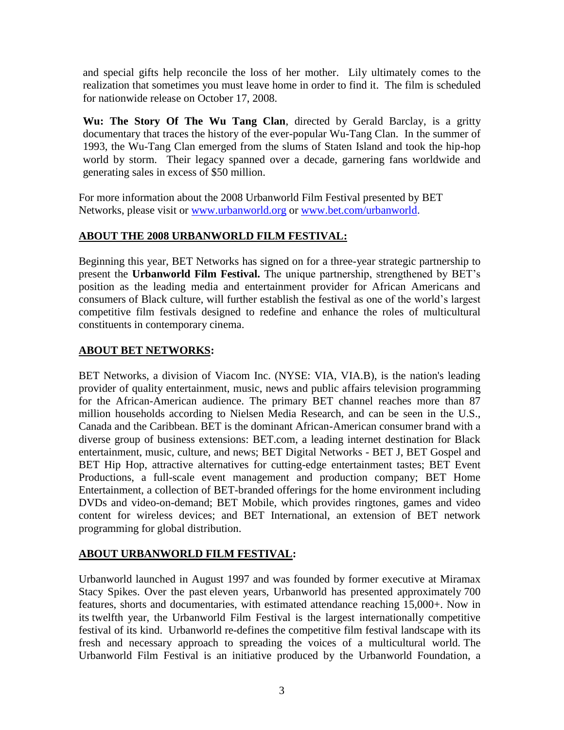and special gifts help reconcile the loss of her mother. Lily ultimately comes to the realization that sometimes you must leave home in order to find it. The film is scheduled for nationwide release on October 17, 2008.

**Wu: The Story Of The Wu Tang Clan**, directed by Gerald Barclay, is a gritty documentary that traces the history of the ever-popular Wu-Tang Clan. In the summer of 1993, the Wu-Tang Clan emerged from the slums of Staten Island and took the hip-hop world by storm. Their legacy spanned over a decade, garnering fans worldwide and generating sales in excess of $50 million.

For more information about the 2008 Urbanworld Film Festival presented by BET Networks, please visit or [www.urbanworld.org](http://www.urbanworld.org) or [www.bet.com/urbanworld](http://www.bet.com/urbanworld).

## ABOUT THE 2008 URBANWORLD FILM FESTIVAL:

Beginning this year, BET Networks has signed on for a three-year strategic partnership to present the **Urbanworld Film Festival.** The unique partnership, strengthened by BET's position as the leading media and entertainment provider for African Americans and consumers of Black culture, will further establish the festival as one of the world's largest competitive film festivals designed to redefine and enhance the roles of multicultural constituents in contemporary cinema.

## ABOUT BET NETWORKS:

BET Networks, a division of Viacom Inc. (NYSE: VIA, VIA.B), is the nation's leading provider of quality entertainment, music, news and public affairs television programming for the African-American audience. The primary BET channel reaches more than 87 million households according to Nielsen Media Research, and can be seen in the U.S., Canada and the Caribbean. BET is the dominant African-American consumer brand with a diverse group of business extensions: BET.com, a leading internet destination for Black entertainment, music, culture, and news; BET Digital Networks - BET J, BET Gospel and BET Hip Hop, attractive alternatives for cutting-edge entertainment tastes; BET Event Productions, a full-scale event management and production company; BET Home Entertainment, a collection of BET-branded offerings for the home environment including DVDs and video-on-demand; BET Mobile, which provides ringtones, games and video content for wireless devices; and BET International, an extension of BET network programming for global distribution.

## ABOUT URBANWORLD FILM FESTIVAL:

Urbanworld launched in August 1997 and was founded by former executive at Miramax Stacy Spikes. Over the past eleven years, Urbanworld has presented approximately 700 features, shorts and documentaries, with estimated attendance reaching 15,000+. Now in its twelfth year, the Urbanworld Film Festival is the largest internationally competitive festival of its kind. Urbanworld re-defines the competitive film festival landscape with its fresh and necessary approach to spreading the voices of a multicultural world. The Urbanworld Film Festival is an initiative produced by the Urbanworld Foundation, a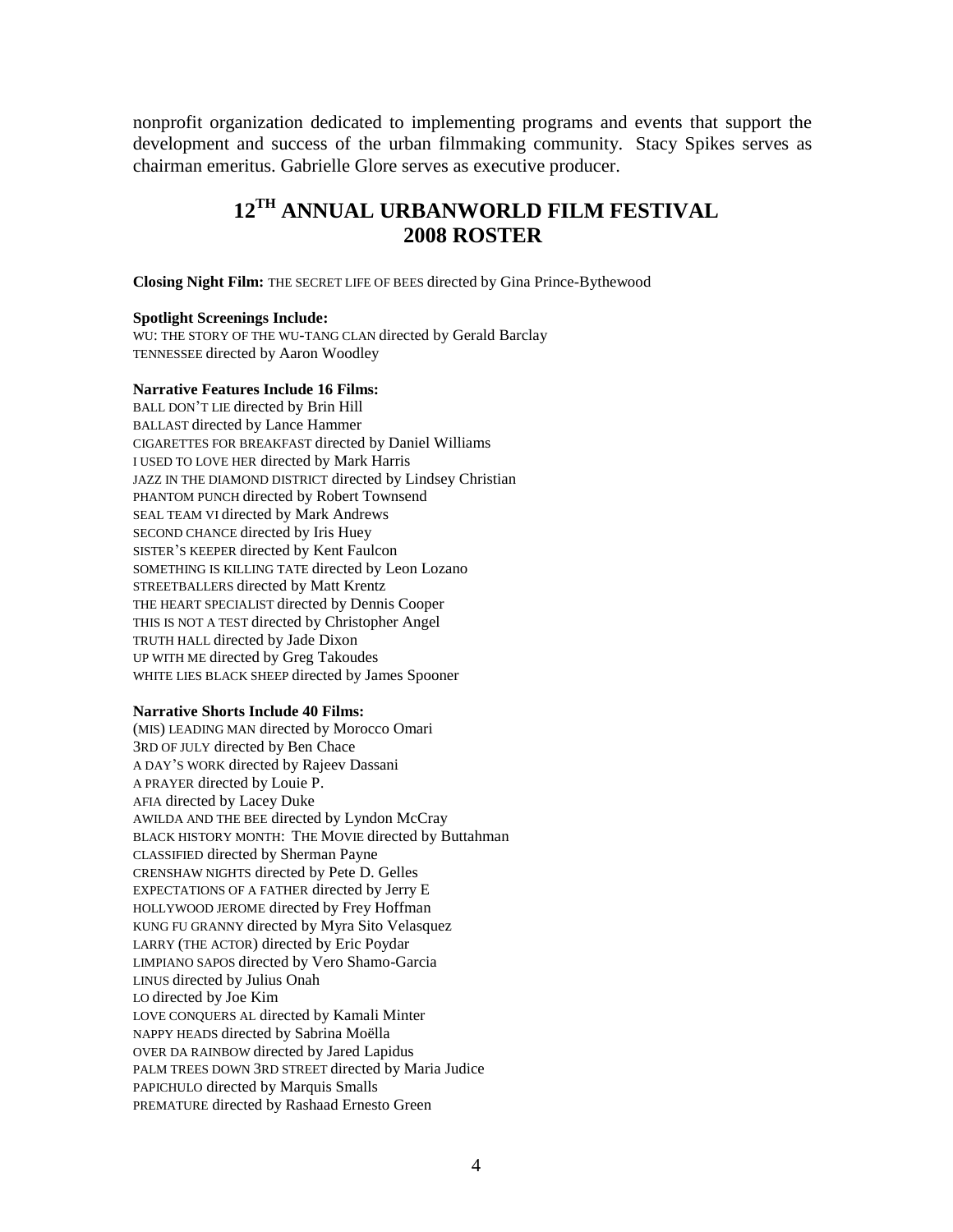nonprofit organization dedicated to implementing programs and events that support the development and success of the urban filmmaking community. Stacy Spikes serves as chairman emeritus. Gabrielle Glore serves as executive producer.

# 12TH ANNUAL URBANWORLD FILM FESTIVAL 2008 ROSTER

**Closing Night Film:** THE SECRET LIFE OF BEES directed by Gina Prince-Bythewood

**Spotlight Screenings Include:**
WU: THE STORY OF THE WU-TANG CLAN directed by Gerald Barclay
TENNESSEE directed by Aaron Woodley

**Narrative Features Include 16 Films:**
BALL DON'T LIE directed by Brin Hill
BALLAST directed by Lance Hammer
CIGARETTES FOR BREAKFAST directed by Daniel Williams
I USED TO LOVE HER directed by Mark Harris
JAZZ IN THE DIAMOND DISTRICT directed by Lindsey Christian
PHANTOM PUNCH directed by Robert Townsend
SEAL TEAM VI directed by Mark Andrews
SECOND CHANCE directed by Iris Huey
SISTER'S KEEPER directed by Kent Faulcon
SOMETHING IS KILLING TATE directed by Leon Lozano
STREETBALLERS directed by Matt Krentz
THE HEART SPECIALIST directed by Dennis Cooper
THIS IS NOT A TEST directed by Christopher Angel
TRUTH HALL directed by Jade Dixon
UP WITH ME directed by Greg Takoudes
WHITE LIES BLACK SHEEP directed by James Spooner

**Narrative Shorts Include 40 Films:**
(MIS) LEADING MAN directed by Morocco Omari
3RD OF JULY directed by Ben Chace
A DAY'S WORK directed by Rajeev Dassani
A PRAYER directed by Louie P.
AFIA directed by Lacey Duke
AWILDA AND THE BEE directed by Lyndon McCray
BLACK HISTORY MONTH: THE MOVIE directed by Buttahman
CLASSIFIED directed by Sherman Payne
CRENSHAW NIGHTS directed by Pete D. Gelles
EXPECTATIONS OF A FATHER directed by Jerry E
HOLLYWOOD JEROME directed by Frey Hoffman
KUNG FU GRANNY directed by Myra Sito Velasquez
LARRY (THE ACTOR) directed by Eric Poydar
LIMPIANO SAPOS directed by Vero Shamo-Garcia
LINUS directed by Julius Onah
LO directed by Joe Kim
LOVE CONQUERS AL directed by Kamali Minter
NAPPY HEADS directed by Sabrina Moëlla
OVER DA RAINBOW directed by Jared Lapidus
PALM TREES DOWN 3RD STREET directed by Maria Judice
PAPICHULO directed by Marquis Smalls
PREMATURE directed by Rashaad Ernesto Green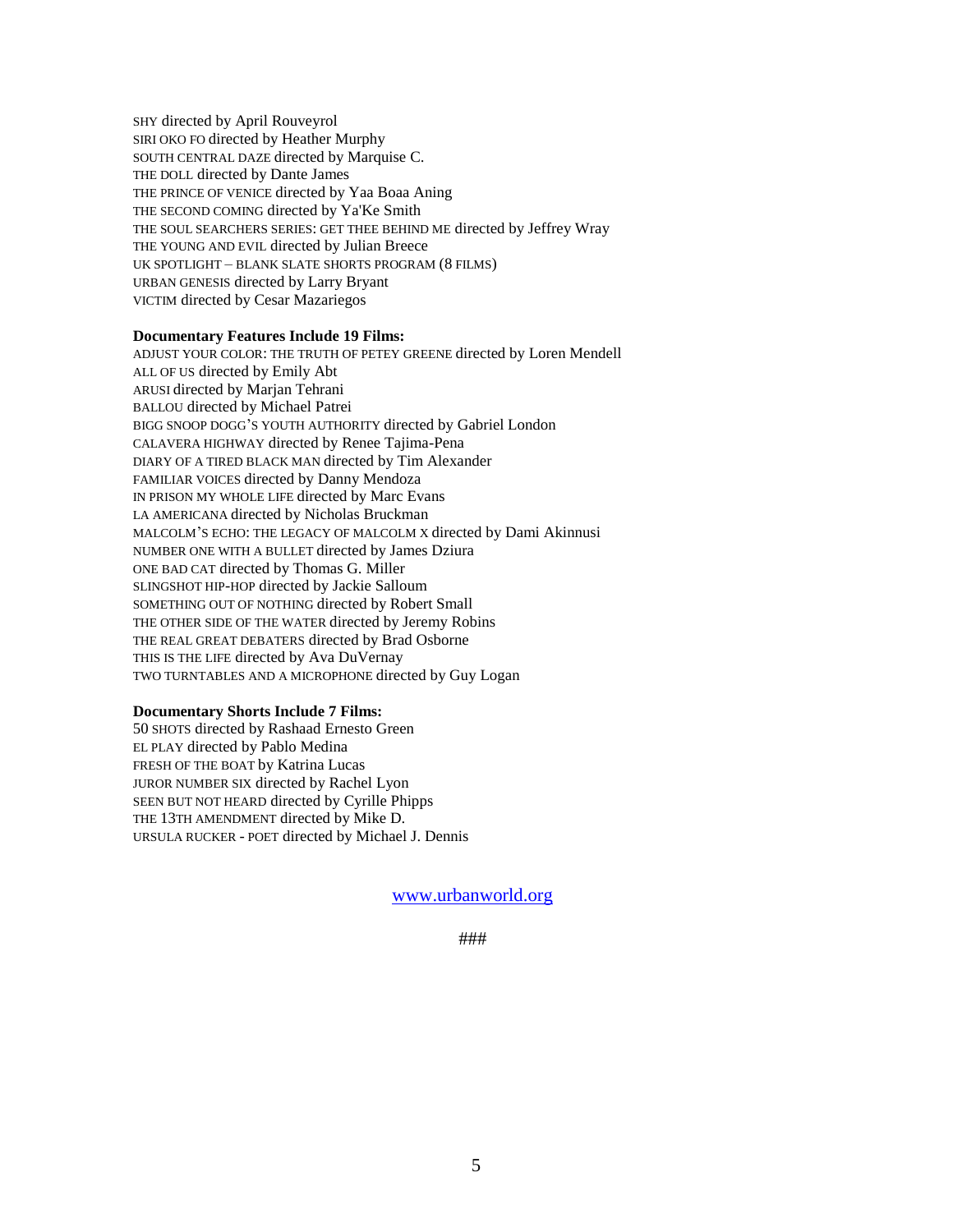SHY directed by April Rouveyrol
SIRI OKO FO directed by Heather Murphy
SOUTH CENTRAL DAZE directed by Marquise C.
THE DOLL directed by Dante James
THE PRINCE OF VENICE directed by Yaa Boaa Aning
THE SECOND COMING directed by Ya'Ke Smith
THE SOUL SEARCHERS SERIES: GET THEE BEHIND ME directed by Jeffrey Wray
THE YOUNG AND EVIL directed by Julian Breece
UK SPOTLIGHT – BLANK SLATE SHORTS PROGRAM (8 FILMS)
URBAN GENESIS directed by Larry Bryant
VICTIM directed by Cesar Mazariegos

**Documentary Features Include 19 Films:**
ADJUST YOUR COLOR: THE TRUTH OF PETEY GREENE directed by Loren Mendell
ALL OF US directed by Emily Abt
ARUSI directed by Marjan Tehrani
BALLOU directed by Michael Patrei
BIGG SNOOP DOGG'S YOUTH AUTHORITY directed by Gabriel London
CALAVERA HIGHWAY directed by Renee Tajima-Pena
DIARY OF A TIRED BLACK MAN directed by Tim Alexander
FAMILIAR VOICES directed by Danny Mendoza
IN PRISON MY WHOLE LIFE directed by Marc Evans
LA AMERICANA directed by Nicholas Bruckman
MALCOLM'S ECHO: THE LEGACY OF MALCOLM X directed by Dami Akinnusi
NUMBER ONE WITH A BULLET directed by James Dziura
ONE BAD CAT directed by Thomas G. Miller
SLINGSHOT HIP-HOP directed by Jackie Salloum
SOMETHING OUT OF NOTHING directed by Robert Small
THE OTHER SIDE OF THE WATER directed by Jeremy Robins
THE REAL GREAT DEBATERS directed by Brad Osborne
THIS IS THE LIFE directed by Ava DuVernay
TWO TURNTABLES AND A MICROPHONE directed by Guy Logan

**Documentary Shorts Include 7 Films:**
50 SHOTS directed by Rashaad Ernesto Green
EL PLAY directed by Pablo Medina
FRESH OF THE BOAT by Katrina Lucas
JUROR NUMBER SIX directed by Rachel Lyon
SEEN BUT NOT HEARD directed by Cyrille Phipps
THE 13TH AMENDMENT directed by Mike D.
URSULA RUCKER - POET directed by Michael J. Dennis

www.urbanworld.org

###